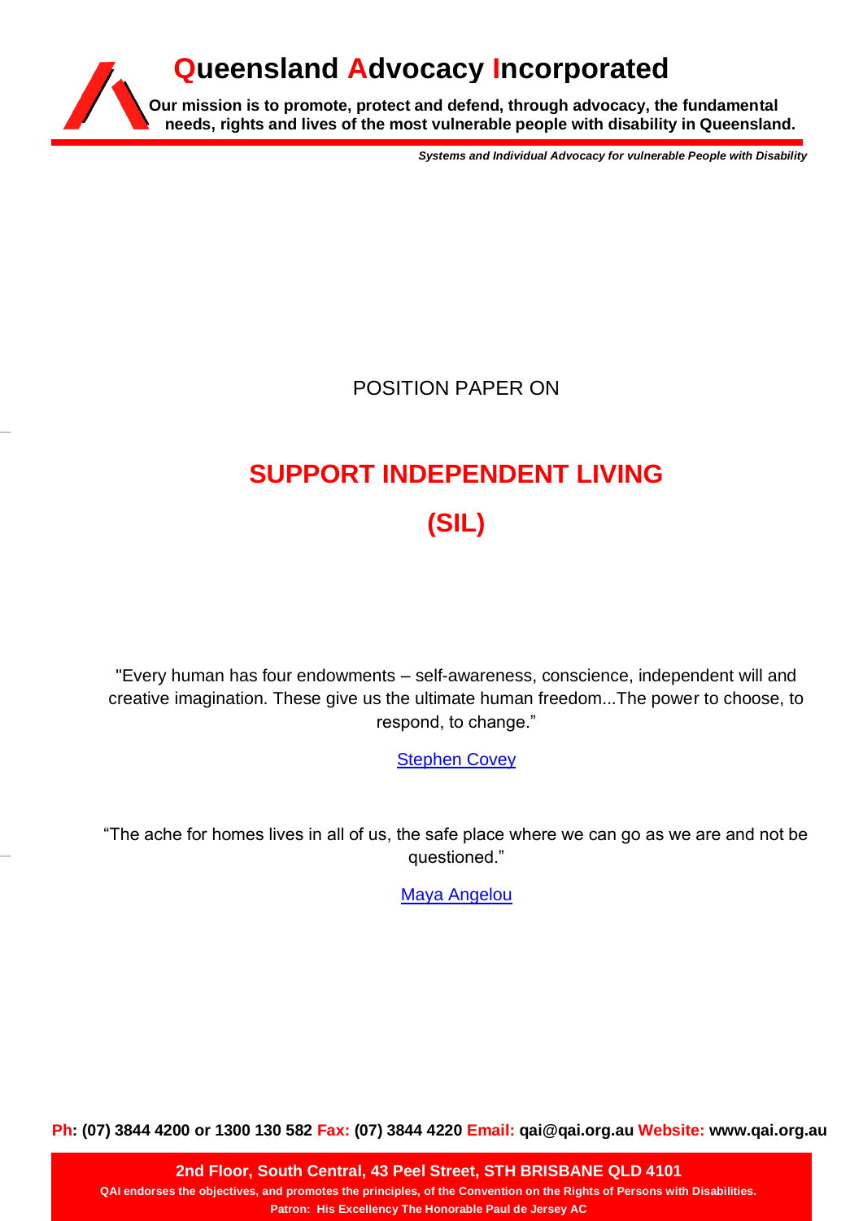# Queensland Advocacy Incorporated

**Our mission is to promote, protect and defend, through advocacy, the fundamental needs, rights and lives of the most vulnerable people with disability in Queensland.**

***Systems and Individual Advocacy for vulnerable People with Disability***

POSITION PAPER ON

# SUPPORT INDEPENDENT LIVING (SIL)

"Every human has four endowments – self-awareness, conscience, independent will and creative imagination. These give us the ultimate human freedom...The power to choose, to respond, to change."

Stephen Covey

"The ache for homes lives in all of us, the safe place where we can go as we are and not be questioned."

Maya Angelou

**Ph: (07) 3844 4200 or 1300 130 582 Fax: (07) 3844 4220 Email: qai@qai.org.au Website: www.qai.org.au**

**2nd Floor, South Central, 43 Peel Street, STH BRISBANE QLD 4101**

**QAI endorses the objectives, and promotes the principles, of the Convention on the Rights of Persons with Disabilities.**

**Patron: His Excellency The Honorable Paul de Jersey AC**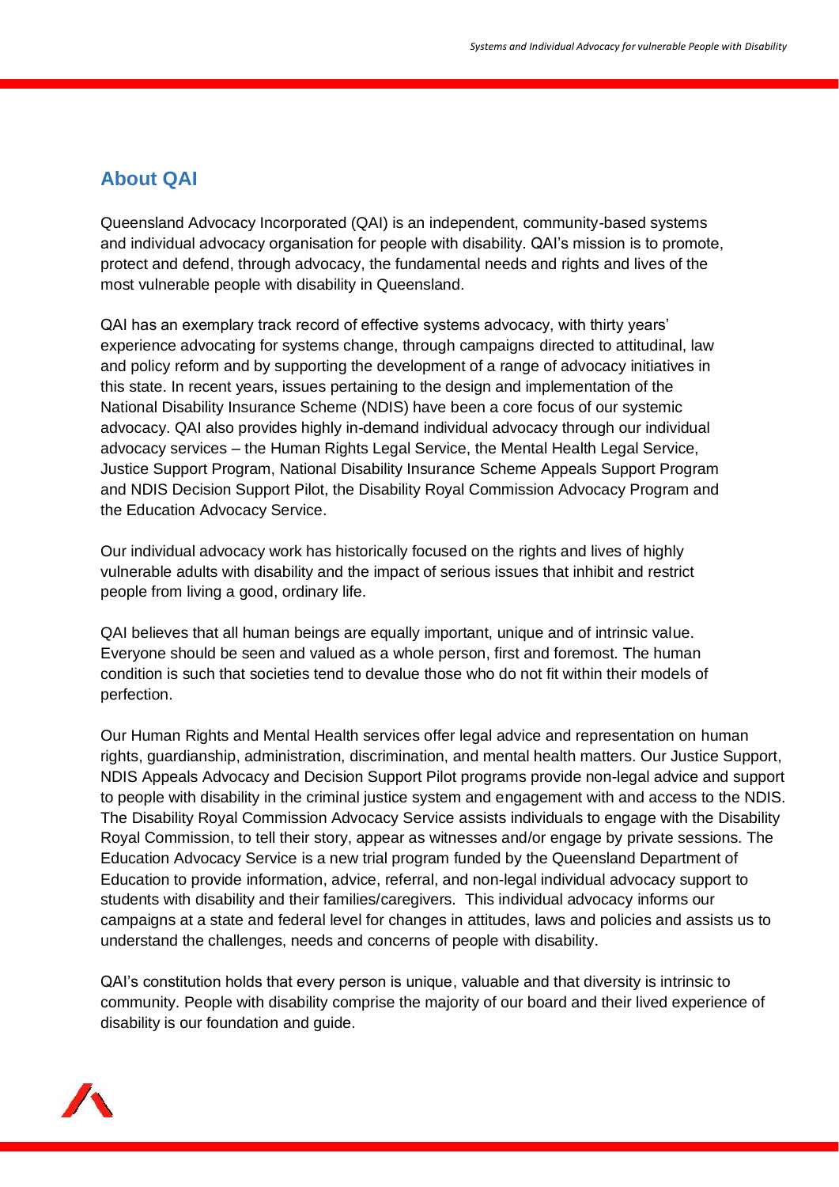## About QAI

Queensland Advocacy Incorporated (QAI) is an independent, community-based systems and individual advocacy organisation for people with disability. QAI's mission is to promote, protect and defend, through advocacy, the fundamental needs and rights and lives of the most vulnerable people with disability in Queensland.

QAI has an exemplary track record of effective systems advocacy, with thirty years' experience advocating for systems change, through campaigns directed to attitudinal, law and policy reform and by supporting the development of a range of advocacy initiatives in this state. In recent years, issues pertaining to the design and implementation of the National Disability Insurance Scheme (NDIS) have been a core focus of our systemic advocacy. QAI also provides highly in-demand individual advocacy through our individual advocacy services – the Human Rights Legal Service, the Mental Health Legal Service, Justice Support Program, National Disability Insurance Scheme Appeals Support Program and NDIS Decision Support Pilot, the Disability Royal Commission Advocacy Program and the Education Advocacy Service.

Our individual advocacy work has historically focused on the rights and lives of highly vulnerable adults with disability and the impact of serious issues that inhibit and restrict people from living a good, ordinary life.

QAI believes that all human beings are equally important, unique and of intrinsic value. Everyone should be seen and valued as a whole person, first and foremost. The human condition is such that societies tend to devalue those who do not fit within their models of perfection.

Our Human Rights and Mental Health services offer legal advice and representation on human rights, guardianship, administration, discrimination, and mental health matters. Our Justice Support, NDIS Appeals Advocacy and Decision Support Pilot programs provide non-legal advice and support to people with disability in the criminal justice system and engagement with and access to the NDIS. The Disability Royal Commission Advocacy Service assists individuals to engage with the Disability Royal Commission, to tell their story, appear as witnesses and/or engage by private sessions. The Education Advocacy Service is a new trial program funded by the Queensland Department of Education to provide information, advice, referral, and non-legal individual advocacy support to students with disability and their families/caregivers. This individual advocacy informs our campaigns at a state and federal level for changes in attitudes, laws and policies and assists us to understand the challenges, needs and concerns of people with disability.

QAI's constitution holds that every person is unique, valuable and that diversity is intrinsic to community. People with disability comprise the majority of our board and their lived experience of disability is our foundation and guide.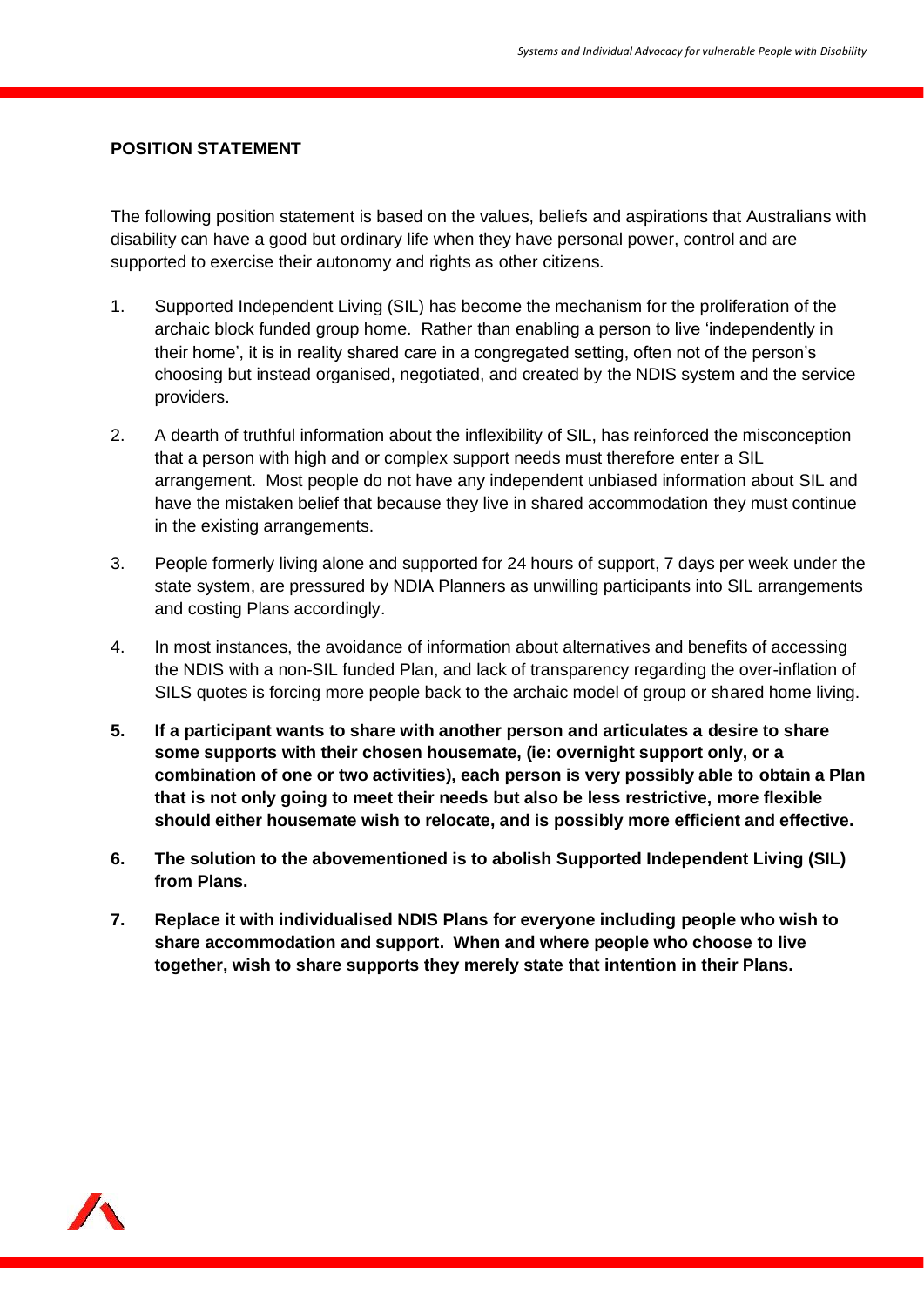**POSITION STATEMENT**

The following position statement is based on the values, beliefs and aspirations that Australians with disability can have a good but ordinary life when they have personal power, control and are supported to exercise their autonomy and rights as other citizens.

1. Supported Independent Living (SIL) has become the mechanism for the proliferation of the archaic block funded group home. Rather than enabling a person to live 'independently in their home', it is in reality shared care in a congregated setting, often not of the person's choosing but instead organised, negotiated, and created by the NDIS system and the service providers.

2. A dearth of truthful information about the inflexibility of SIL, has reinforced the misconception that a person with high and or complex support needs must therefore enter a SIL arrangement. Most people do not have any independent unbiased information about SIL and have the mistaken belief that because they live in shared accommodation they must continue in the existing arrangements.

3. People formerly living alone and supported for 24 hours of support, 7 days per week under the state system, are pressured by NDIA Planners as unwilling participants into SIL arrangements and costing Plans accordingly.

4. In most instances, the avoidance of information about alternatives and benefits of accessing the NDIS with a non-SIL funded Plan, and lack of transparency regarding the over-inflation of SILS quotes is forcing more people back to the archaic model of group or shared home living.

5. **If a participant wants to share with another person and articulates a desire to share some supports with their chosen housemate, (ie: overnight support only, or a combination of one or two activities), each person is very possibly able to obtain a Plan that is not only going to meet their needs but also be less restrictive, more flexible should either housemate wish to relocate, and is possibly more efficient and effective.**

6. **The solution to the abovementioned is to abolish Supported Independent Living (SIL) from Plans.**

7. **Replace it with individualised NDIS Plans for everyone including people who wish to share accommodation and support. When and where people who choose to live together, wish to share supports they merely state that intention in their Plans.**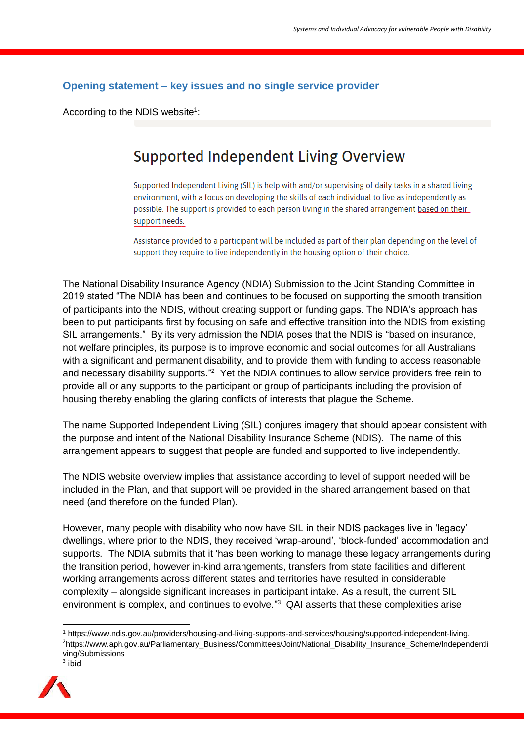## Opening statement – key issues and no single service provider

According to the NDIS website[1]:

> ### Supported Independent Living Overview
>
> Supported Independent Living (SIL) is help with and/or supervising of daily tasks in a shared living environment, with a focus on developing the skills of each individual to live as independently as possible. The support is provided to each person living in the shared arrangement based on their support needs.
>
> Assistance provided to a participant will be included as part of their plan depending on the level of support they require to live independently in the housing option of their choice.

The National Disability Insurance Agency (NDIA) Submission to the Joint Standing Committee in 2019 stated "The NDIA has been and continues to be focused on supporting the smooth transition of participants into the NDIS, without creating support or funding gaps. The NDIA's approach has been to put participants first by focusing on safe and effective transition into the NDIS from existing SIL arrangements." By its very admission the NDIA poses that the NDIS is "based on insurance, not welfare principles, its purpose is to improve economic and social outcomes for all Australians with a significant and permanent disability, and to provide them with funding to access reasonable and necessary disability supports."[2] Yet the NDIA continues to allow service providers free rein to provide all or any supports to the participant or group of participants including the provision of housing thereby enabling the glaring conflicts of interests that plague the Scheme.

The name Supported Independent Living (SIL) conjures imagery that should appear consistent with the purpose and intent of the National Disability Insurance Scheme (NDIS). The name of this arrangement appears to suggest that people are funded and supported to live independently.

The NDIS website overview implies that assistance according to level of support needed will be included in the Plan, and that support will be provided in the shared arrangement based on that need (and therefore on the funded Plan).

However, many people with disability who now have SIL in their NDIS packages live in 'legacy' dwellings, where prior to the NDIS, they received 'wrap-around', 'block-funded' accommodation and supports. The NDIA submits that it 'has been working to manage these legacy arrangements during the transition period, however in-kind arrangements, transfers from state facilities and different working arrangements across different states and territories have resulted in considerable complexity – alongside significant increases in participant intake. As a result, the current SIL environment is complex, and continues to evolve."[3] QAI asserts that these complexities arise

---

[1] https://www.ndis.gov.au/providers/housing-and-living-supports-and-services/housing/supported-independent-living.

[2] https://www.aph.gov.au/Parliamentary_Business/Committees/Joint/National_Disability_Insurance_Scheme/Independentliving/Submissions

[3] ibid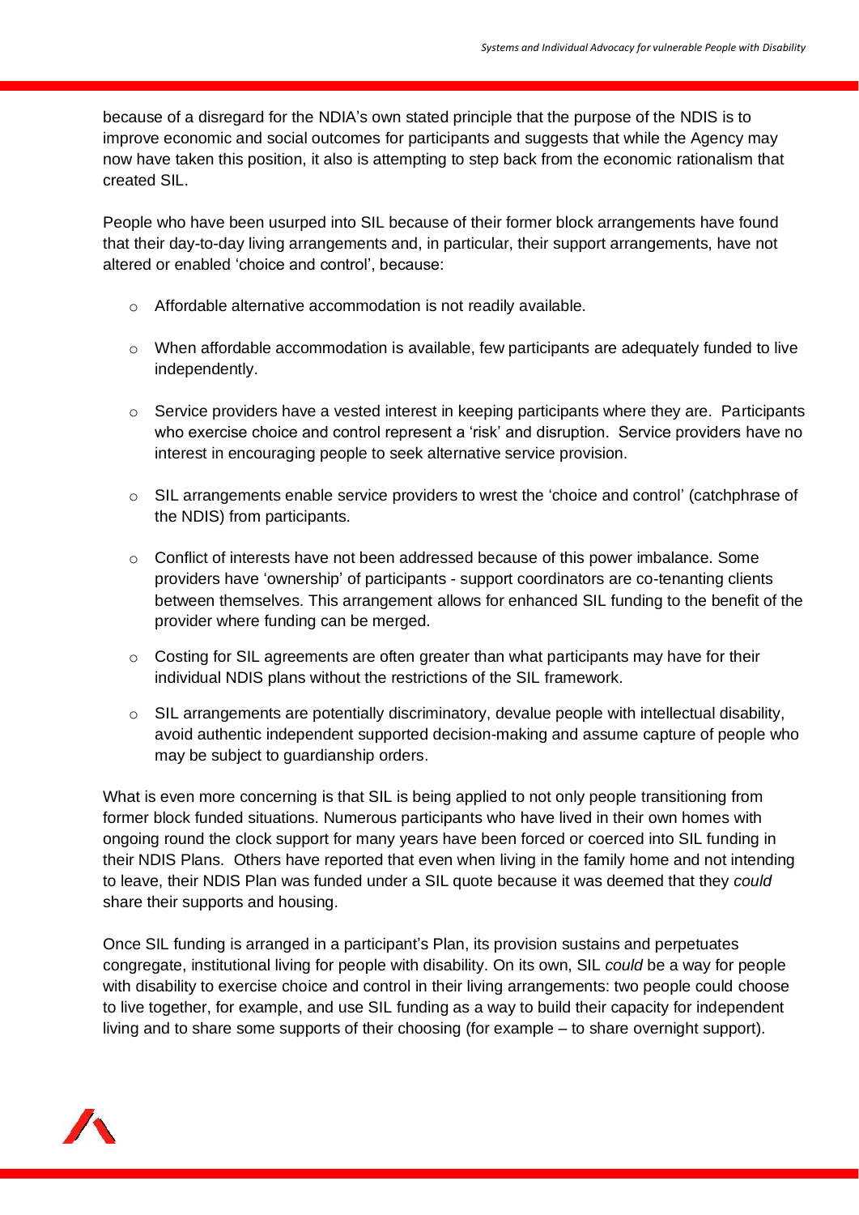because of a disregard for the NDIA's own stated principle that the purpose of the NDIS is to improve economic and social outcomes for participants and suggests that while the Agency may now have taken this position, it also is attempting to step back from the economic rationalism that created SIL.

People who have been usurped into SIL because of their former block arrangements have found that their day-to-day living arrangements and, in particular, their support arrangements, have not altered or enabled 'choice and control', because:

- Affordable alternative accommodation is not readily available.
- When affordable accommodation is available, few participants are adequately funded to live independently.
- Service providers have a vested interest in keeping participants where they are. Participants who exercise choice and control represent a 'risk' and disruption. Service providers have no interest in encouraging people to seek alternative service provision.
- SIL arrangements enable service providers to wrest the 'choice and control' (catchphrase of the NDIS) from participants.
- Conflict of interests have not been addressed because of this power imbalance. Some providers have 'ownership' of participants - support coordinators are co-tenanting clients between themselves. This arrangement allows for enhanced SIL funding to the benefit of the provider where funding can be merged.
- Costing for SIL agreements are often greater than what participants may have for their individual NDIS plans without the restrictions of the SIL framework.
- SIL arrangements are potentially discriminatory, devalue people with intellectual disability, avoid authentic independent supported decision-making and assume capture of people who may be subject to guardianship orders.

What is even more concerning is that SIL is being applied to not only people transitioning from former block funded situations. Numerous participants who have lived in their own homes with ongoing round the clock support for many years have been forced or coerced into SIL funding in their NDIS Plans. Others have reported that even when living in the family home and not intending to leave, their NDIS Plan was funded under a SIL quote because it was deemed that they *could* share their supports and housing.

Once SIL funding is arranged in a participant's Plan, its provision sustains and perpetuates congregate, institutional living for people with disability. On its own, SIL *could* be a way for people with disability to exercise choice and control in their living arrangements: two people could choose to live together, for example, and use SIL funding as a way to build their capacity for independent living and to share some supports of their choosing (for example – to share overnight support).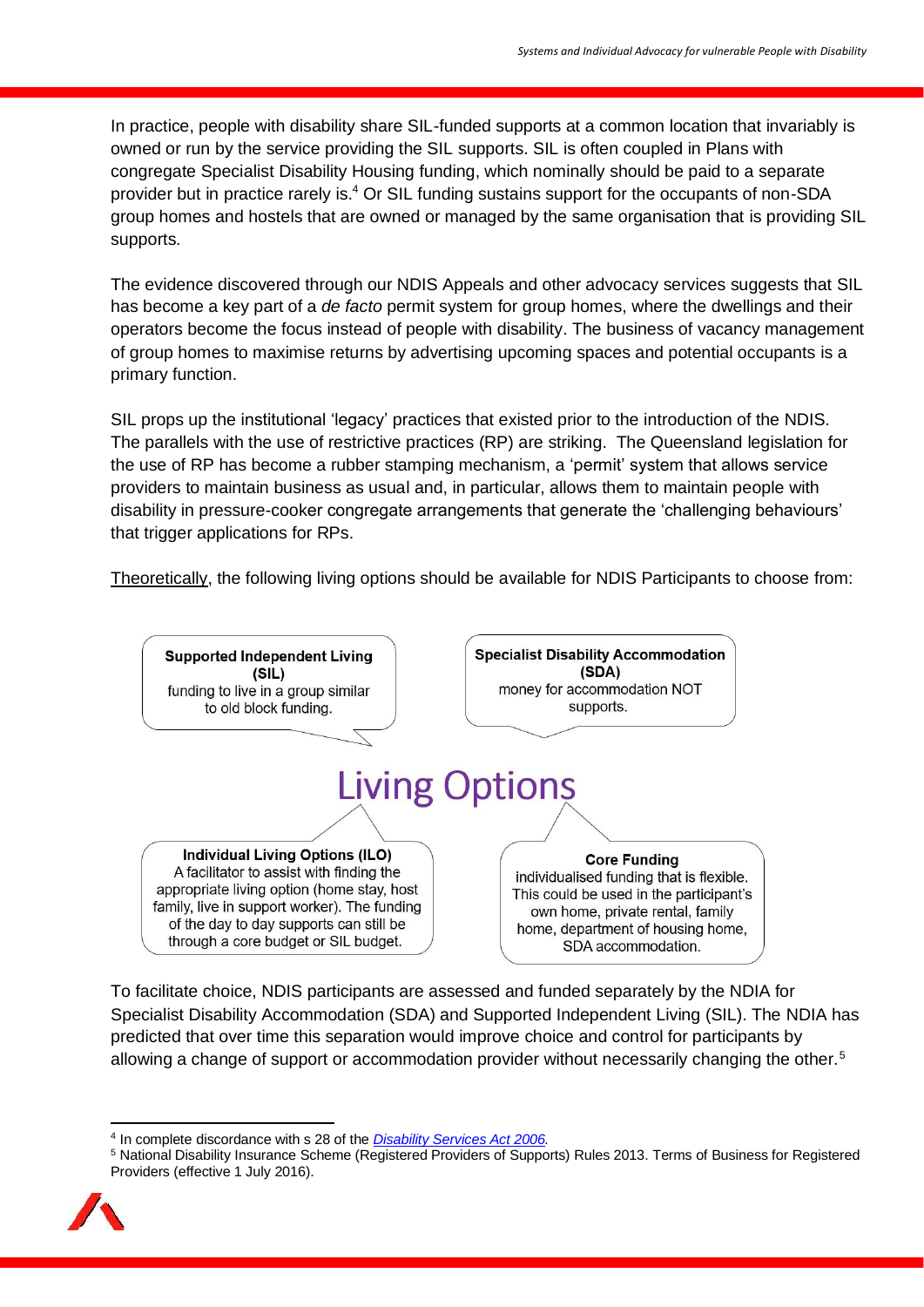In practice, people with disability share SIL-funded supports at a common location that invariably is owned or run by the service providing the SIL supports. SIL is often coupled in Plans with congregate Specialist Disability Housing funding, which nominally should be paid to a separate provider but in practice rarely is.[4] Or SIL funding sustains support for the occupants of non-SDA group homes and hostels that are owned or managed by the same organisation that is providing SIL supports.

The evidence discovered through our NDIS Appeals and other advocacy services suggests that SIL has become a key part of a *de facto* permit system for group homes, where the dwellings and their operators become the focus instead of people with disability. The business of vacancy management of group homes to maximise returns by advertising upcoming spaces and potential occupants is a primary function.

SIL props up the institutional 'legacy' practices that existed prior to the introduction of the NDIS. The parallels with the use of restrictive practices (RP) are striking. The Queensland legislation for the use of RP has become a rubber stamping mechanism, a 'permit' system that allows service providers to maintain business as usual and, in particular, allows them to maintain people with disability in pressure-cooker congregate arrangements that generate the 'challenging behaviours' that trigger applications for RPs.

Theoretically, the following living options should be available for NDIS Participants to choose from:

**Living Options**

**Supported Independent Living (SIL)**
funding to live in a group similar to old block funding.

**Specialist Disability Accommodation (SDA)**
money for accommodation NOT supports.

**Individual Living Options (ILO)**
A facilitator to assist with finding the appropriate living option (home stay, host family, live in support worker). The funding of the day to day supports can still be through a core budget or SIL budget.

**Core Funding**
individualised funding that is flexible. This could be used in the participant's own home, private rental, family home, department of housing home, SDA accommodation.

To facilitate choice, NDIS participants are assessed and funded separately by the NDIA for Specialist Disability Accommodation (SDA) and Supported Independent Living (SIL). The NDIA has predicted that over time this separation would improve choice and control for participants by allowing a change of support or accommodation provider without necessarily changing the other.[5]

---

[4] In complete discordance with s 28 of the *Disability Services Act 2006*.

[5] National Disability Insurance Scheme (Registered Providers of Supports) Rules 2013. Terms of Business for Registered Providers (effective 1 July 2016).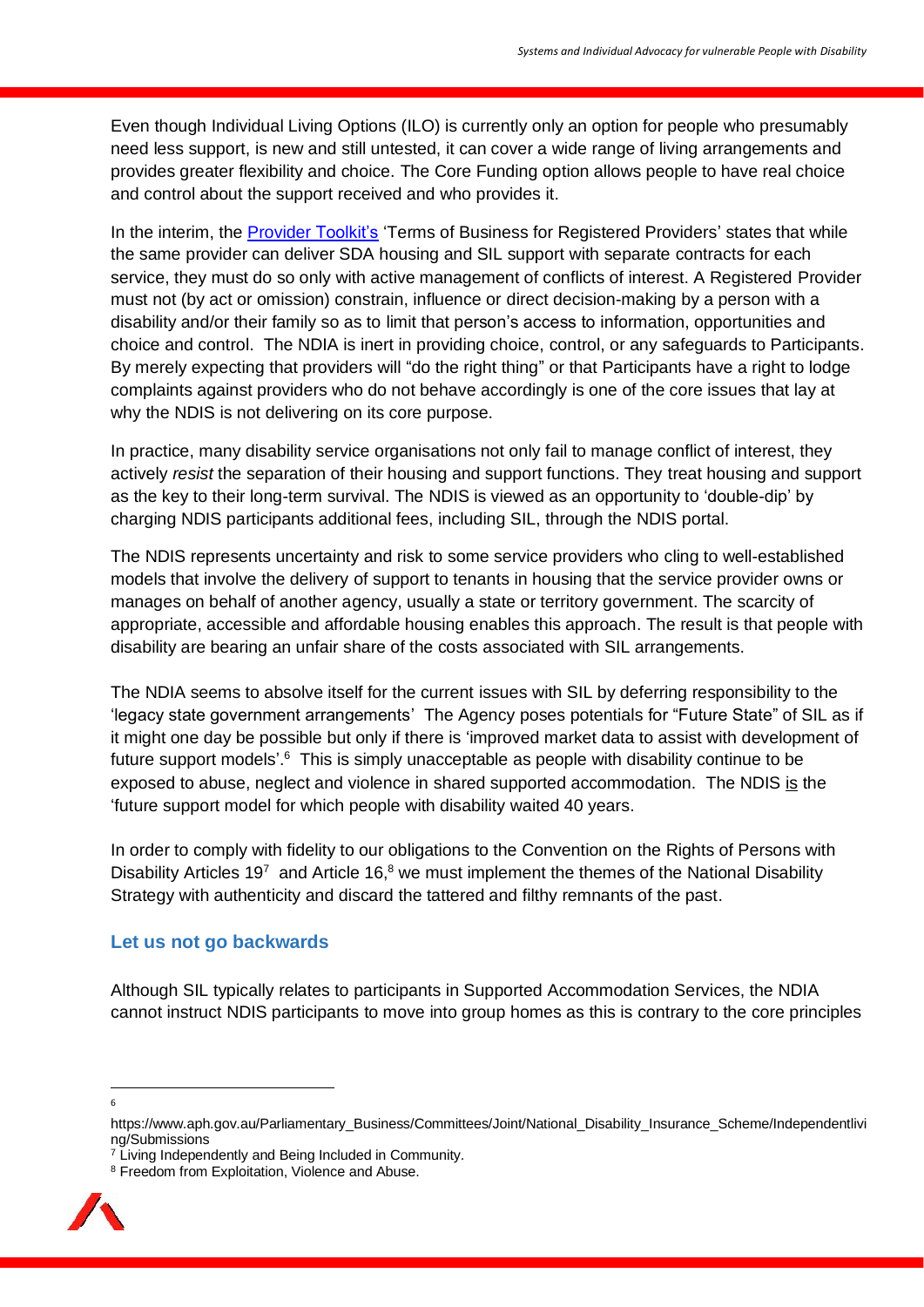Even though Individual Living Options (ILO) is currently only an option for people who presumably need less support, is new and still untested, it can cover a wide range of living arrangements and provides greater flexibility and choice. The Core Funding option allows people to have real choice and control about the support received and who provides it.

In the interim, the [Provider Toolkit's](#) 'Terms of Business for Registered Providers' states that while the same provider can deliver SDA housing and SIL support with separate contracts for each service, they must do so only with active management of conflicts of interest. A Registered Provider must not (by act or omission) constrain, influence or direct decision-making by a person with a disability and/or their family so as to limit that person's access to information, opportunities and choice and control. The NDIA is inert in providing choice, control, or any safeguards to Participants. By merely expecting that providers will "do the right thing" or that Participants have a right to lodge complaints against providers who do not behave accordingly is one of the core issues that lay at why the NDIS is not delivering on its core purpose.

In practice, many disability service organisations not only fail to manage conflict of interest, they actively *resist* the separation of their housing and support functions. They treat housing and support as the key to their long-term survival. The NDIS is viewed as an opportunity to 'double-dip' by charging NDIS participants additional fees, including SIL, through the NDIS portal.

The NDIS represents uncertainty and risk to some service providers who cling to well-established models that involve the delivery of support to tenants in housing that the service provider owns or manages on behalf of another agency, usually a state or territory government. The scarcity of appropriate, accessible and affordable housing enables this approach. The result is that people with disability are bearing an unfair share of the costs associated with SIL arrangements.

The NDIA seems to absolve itself for the current issues with SIL by deferring responsibility to the 'legacy state government arrangements' The Agency poses potentials for "Future State" of SIL as if it might one day be possible but only if there is 'improved market data to assist with development of future support models'.[6] This is simply unacceptable as people with disability continue to be exposed to abuse, neglect and violence in shared supported accommodation. The NDIS is the 'future support model for which people with disability waited 40 years.

In order to comply with fidelity to our obligations to the Convention on the Rights of Persons with Disability Articles 19[7] and Article 16,[8] we must implement the themes of the National Disability Strategy with authenticity and discard the tattered and filthy remnants of the past.

## Let us not go backwards

Although SIL typically relates to participants in Supported Accommodation Services, the NDIA cannot instruct NDIS participants to move into group homes as this is contrary to the core principles

---

[6] https://www.aph.gov.au/Parliamentary_Business/Committees/Joint/National_Disability_Insurance_Scheme/Independentliving/Submissions

[7] Living Independently and Being Included in Community.

[8] Freedom from Exploitation, Violence and Abuse.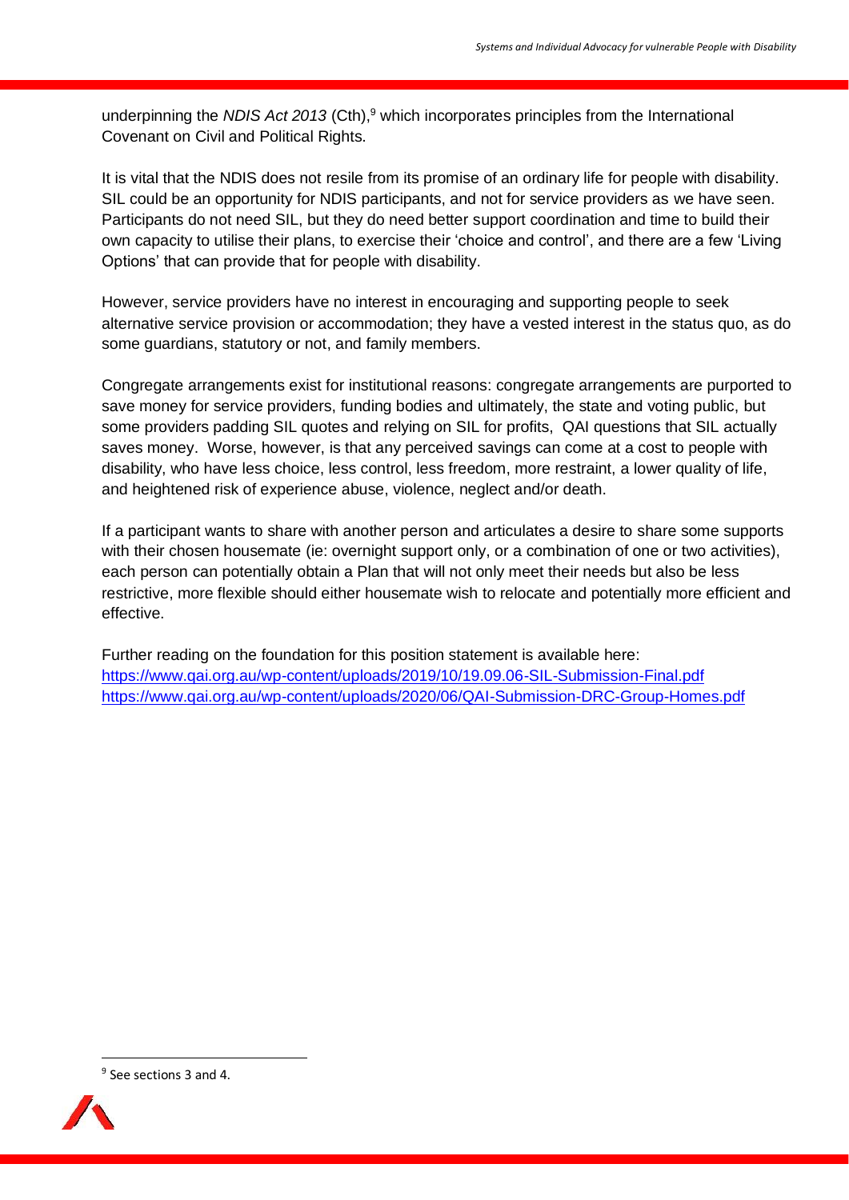underpinning the *NDIS Act 2013* (Cth),[9] which incorporates principles from the International Covenant on Civil and Political Rights.

It is vital that the NDIS does not resile from its promise of an ordinary life for people with disability. SIL could be an opportunity for NDIS participants, and not for service providers as we have seen. Participants do not need SIL, but they do need better support coordination and time to build their own capacity to utilise their plans, to exercise their 'choice and control', and there are a few 'Living Options' that can provide that for people with disability.

However, service providers have no interest in encouraging and supporting people to seek alternative service provision or accommodation; they have a vested interest in the status quo, as do some guardians, statutory or not, and family members.

Congregate arrangements exist for institutional reasons: congregate arrangements are purported to save money for service providers, funding bodies and ultimately, the state and voting public, but some providers padding SIL quotes and relying on SIL for profits, QAI questions that SIL actually saves money. Worse, however, is that any perceived savings can come at a cost to people with disability, who have less choice, less control, less freedom, more restraint, a lower quality of life, and heightened risk of experience abuse, violence, neglect and/or death.

If a participant wants to share with another person and articulates a desire to share some supports with their chosen housemate (ie: overnight support only, or a combination of one or two activities), each person can potentially obtain a Plan that will not only meet their needs but also be less restrictive, more flexible should either housemate wish to relocate and potentially more efficient and effective.

Further reading on the foundation for this position statement is available here:
https://www.qai.org.au/wp-content/uploads/2019/10/19.09.06-SIL-Submission-Final.pdf
https://www.qai.org.au/wp-content/uploads/2020/06/QAI-Submission-DRC-Group-Homes.pdf

[9] See sections 3 and 4.